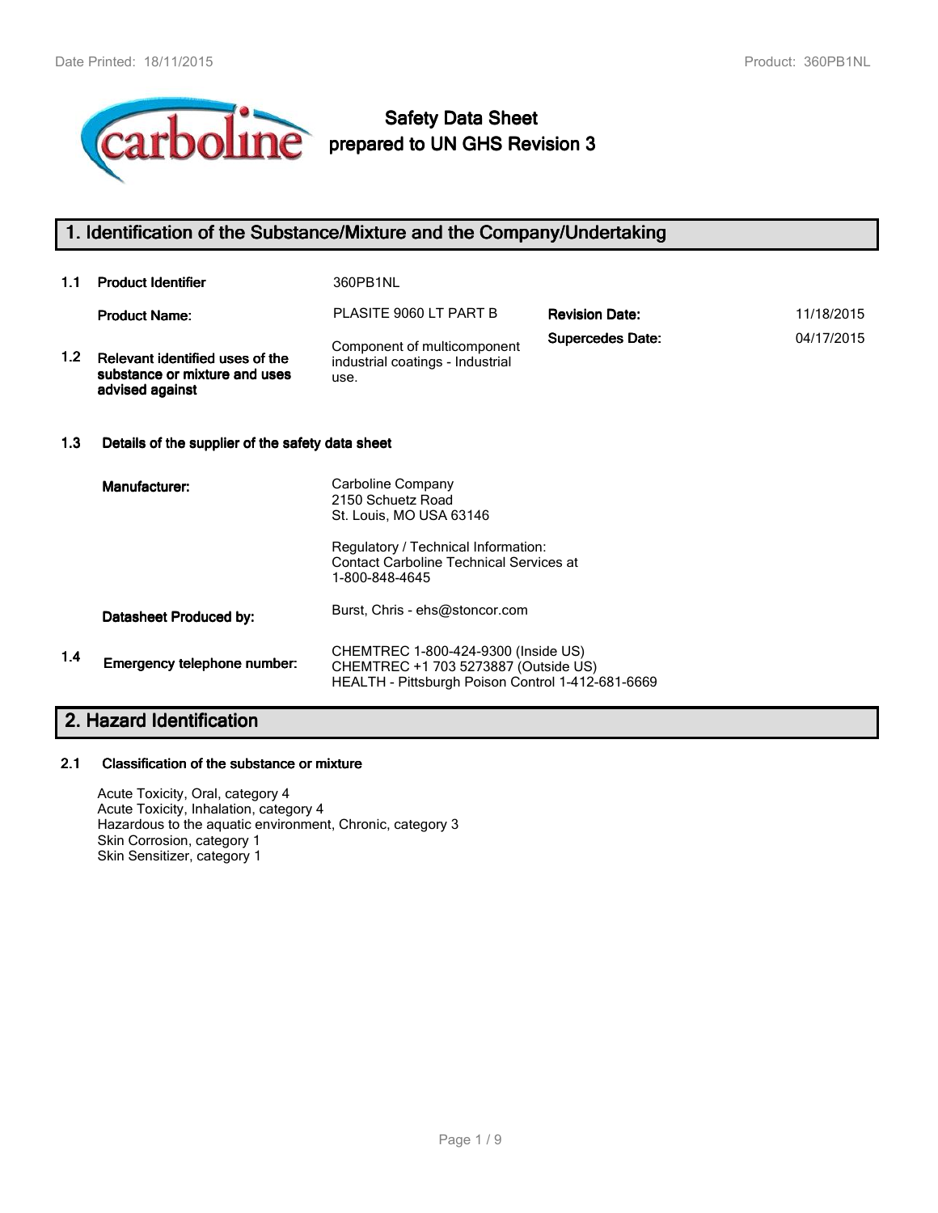# Safety Data Sheet prepared to UN GHS Revision 3

## 1. Identification of the Substance/Mixture and the Company/Undertaking

**1.1 Product Identifier** 360PB1NL

**Product Name:** PLASITE 9060 LT PART B

**Revision Date:** 11/18/2015

**Supercedes Date:** 04/17/2015

**1.2 Relevant identified uses of the substance or mixture and uses advised against**

Component of multicomponent industrial coatings - Industrial use.

### 1.3 Details of the supplier of the safety data sheet

**Manufacturer:**

Carboline Company
2150 Schuetz Road
St. Louis, MO USA 63146

Regulatory / Technical Information:
Contact Carboline Technical Services at
1-800-848-4645

**Datasheet Produced by:** Burst, Chris - ehs@stoncor.com

**1.4 Emergency telephone number:**

CHEMTREC 1-800-424-9300 (Inside US)
CHEMTREC +1 703 5273887 (Outside US)
HEALTH - Pittsburgh Poison Control 1-412-681-6669

## 2. Hazard Identification

### 2.1 Classification of the substance or mixture

Acute Toxicity, Oral, category 4
Acute Toxicity, Inhalation, category 4
Hazardous to the aquatic environment, Chronic, category 3
Skin Corrosion, category 1
Skin Sensitizer, category 1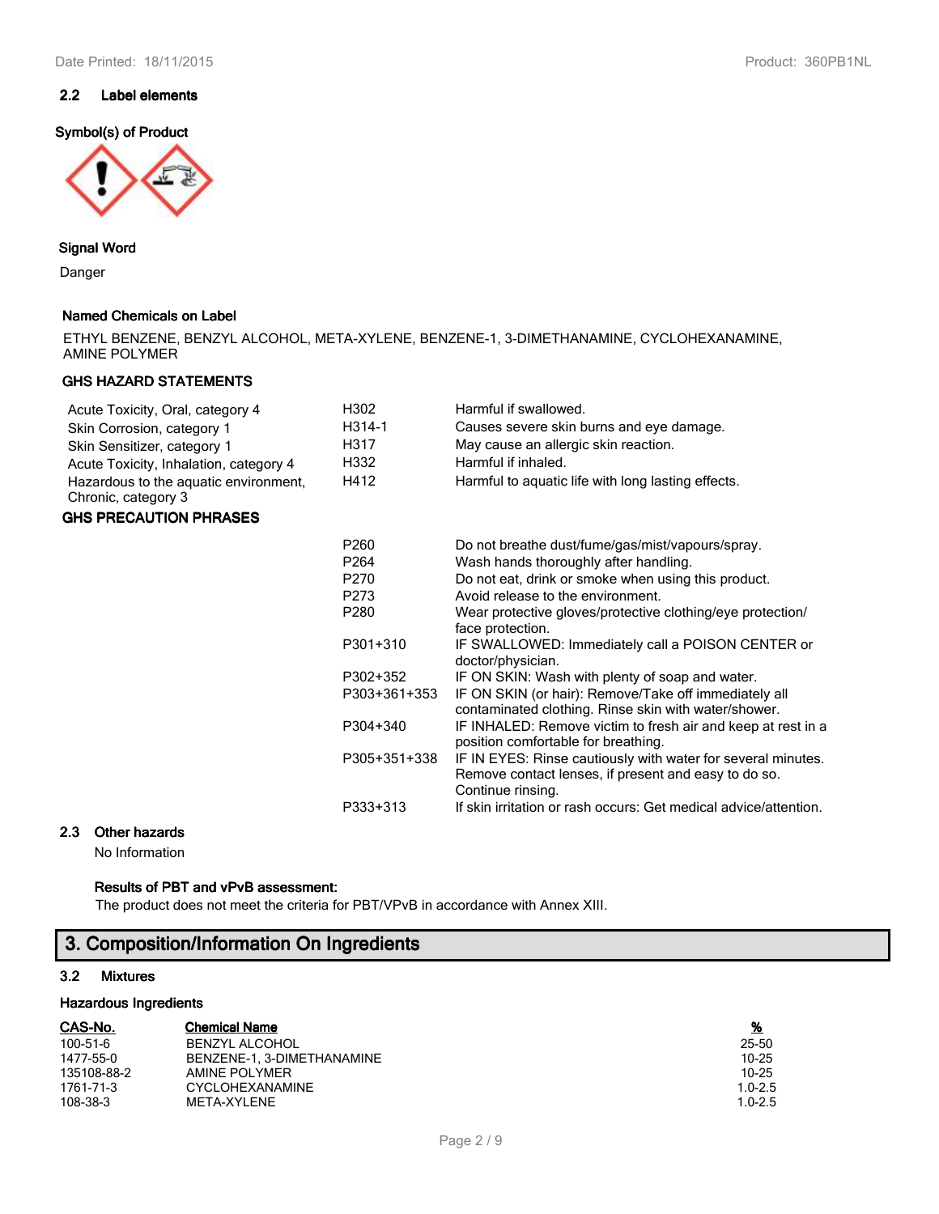### 2.2 Label elements

**Symbol(s) of Product**

**Signal Word**

Danger

**Named Chemicals on Label**

ETHYL BENZENE, BENZYL ALCOHOL, META-XYLENE, BENZENE-1, 3-DIMETHANAMINE, CYCLOHEXANAMINE, AMINE POLYMER

**GHS HAZARD STATEMENTS**

| | | |
|---|---|---|
| Acute Toxicity, Oral, category 4 | H302 | Harmful if swallowed. |
| Skin Corrosion, category 1 | H314-1 | Causes severe skin burns and eye damage. |
| Skin Sensitizer, category 1 | H317 | May cause an allergic skin reaction. |
| Acute Toxicity, Inhalation, category 4 | H332 | Harmful if inhaled. |
| Hazardous to the aquatic environment, Chronic, category 3 | H412 | Harmful to aquatic life with long lasting effects. |

**GHS PRECAUTION PHRASES**

| | |
|---|---|
| P260 | Do not breathe dust/fume/gas/mist/vapours/spray. |
| P264 | Wash hands thoroughly after handling. |
| P270 | Do not eat, drink or smoke when using this product. |
| P273 | Avoid release to the environment. |
| P280 | Wear protective gloves/protective clothing/eye protection/ face protection. |
| P301+310 | IF SWALLOWED: Immediately call a POISON CENTER or doctor/physician. |
| P302+352 | IF ON SKIN: Wash with plenty of soap and water. |
| P303+361+353 | IF ON SKIN (or hair): Remove/Take off immediately all contaminated clothing. Rinse skin with water/shower. |
| P304+340 | IF INHALED: Remove victim to fresh air and keep at rest in a position comfortable for breathing. |
| P305+351+338 | IF IN EYES: Rinse cautiously with water for several minutes. Remove contact lenses, if present and easy to do so. Continue rinsing. |
| P333+313 | If skin irritation or rash occurs: Get medical advice/attention. |

### 2.3 Other hazards

No Information

**Results of PBT and vPvB assessment:**

The product does not meet the criteria for PBT/VPvB in accordance with Annex XIII.

## 3. Composition/Information On Ingredients

### 3.2 Mixtures

**Hazardous Ingredients**

| CAS-No. | Chemical Name | % |
|---|---|---|
| 100-51-6 | BENZYL ALCOHOL | 25-50 |
| 1477-55-0 | BENZENE-1, 3-DIMETHANAMINE | 10-25 |
| 135108-88-2 | AMINE POLYMER | 10-25 |
| 1761-71-3 | CYCLOHEXANAMINE | 1.0-2.5 |
| 108-38-3 | META-XYLENE | 1.0-2.5 |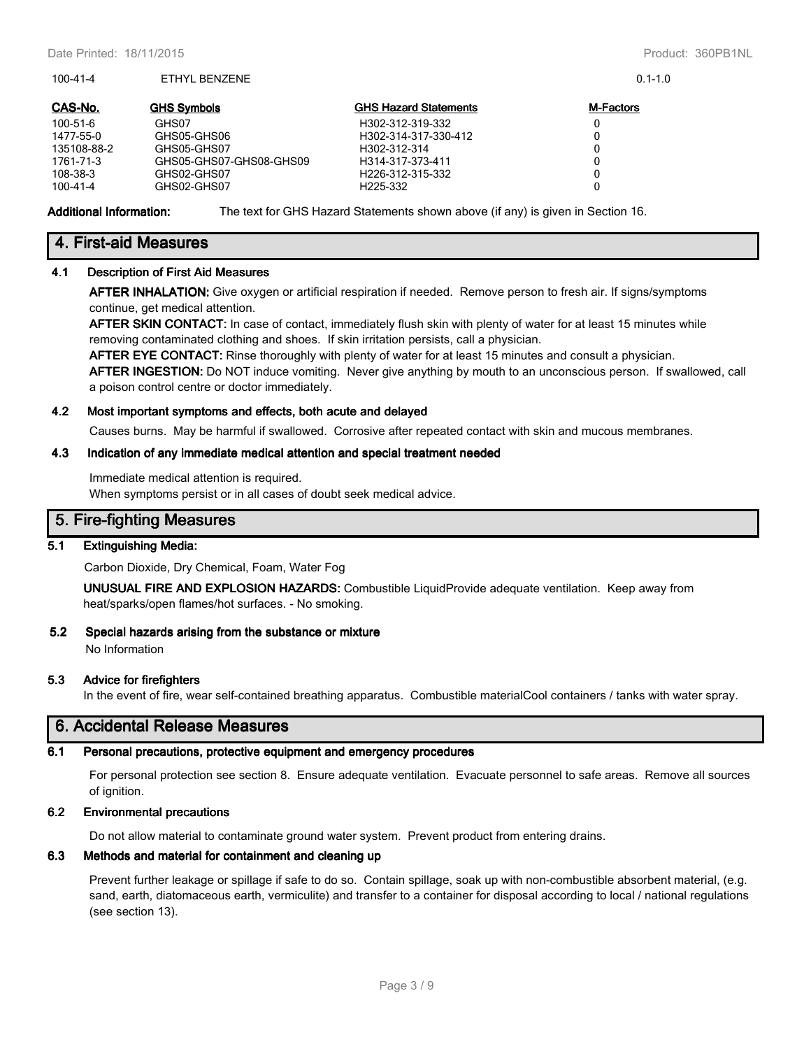| 100-41-4 | ETHYL BENZENE | 0.1-1.0 |
|---|---|---|

| CAS-No. | GHS Symbols | GHS Hazard Statements | M-Factors |
|---|---|---|---|
| 100-51-6 | GHS07 | H302-312-319-332 | 0 |
| 1477-55-0 | GHS05-GHS06 | H302-314-317-330-412 | 0 |
| 135108-88-2 | GHS05-GHS07 | H302-312-314 | 0 |
| 1761-71-3 | GHS05-GHS07-GHS08-GHS09 | H314-317-373-411 | 0 |
| 108-38-3 | GHS02-GHS07 | H226-312-315-332 | 0 |
| 100-41-4 | GHS02-GHS07 | H225-332 | 0 |

**Additional Information:** The text for GHS Hazard Statements shown above (if any) is given in Section 16.

## 4. First-aid Measures

### 4.1 Description of First Aid Measures

**AFTER INHALATION:** Give oxygen or artificial respiration if needed. Remove person to fresh air. If signs/symptoms continue, get medical attention.

**AFTER SKIN CONTACT:** In case of contact, immediately flush skin with plenty of water for at least 15 minutes while removing contaminated clothing and shoes. If skin irritation persists, call a physician.

**AFTER EYE CONTACT:** Rinse thoroughly with plenty of water for at least 15 minutes and consult a physician.

**AFTER INGESTION:** Do NOT induce vomiting. Never give anything by mouth to an unconscious person. If swallowed, call a poison control centre or doctor immediately.

### 4.2 Most important symptoms and effects, both acute and delayed

Causes burns. May be harmful if swallowed. Corrosive after repeated contact with skin and mucous membranes.

### 4.3 Indication of any immediate medical attention and special treatment needed

Immediate medical attention is required.
When symptoms persist or in all cases of doubt seek medical advice.

## 5. Fire-fighting Measures

### 5.1 Extinguishing Media:

Carbon Dioxide, Dry Chemical, Foam, Water Fog

**UNUSUAL FIRE AND EXPLOSION HAZARDS:** Combustible LiquidProvide adequate ventilation. Keep away from heat/sparks/open flames/hot surfaces. - No smoking.

### 5.2 Special hazards arising from the substance or mixture

No Information

### 5.3 Advice for firefighters

In the event of fire, wear self-contained breathing apparatus. Combustible materialCool containers / tanks with water spray.

## 6. Accidental Release Measures

### 6.1 Personal precautions, protective equipment and emergency procedures

For personal protection see section 8. Ensure adequate ventilation. Evacuate personnel to safe areas. Remove all sources of ignition.

### 6.2 Environmental precautions

Do not allow material to contaminate ground water system. Prevent product from entering drains.

### 6.3 Methods and material for containment and cleaning up

Prevent further leakage or spillage if safe to do so. Contain spillage, soak up with non-combustible absorbent material, (e.g. sand, earth, diatomaceous earth, vermiculite) and transfer to a container for disposal according to local / national regulations (see section 13).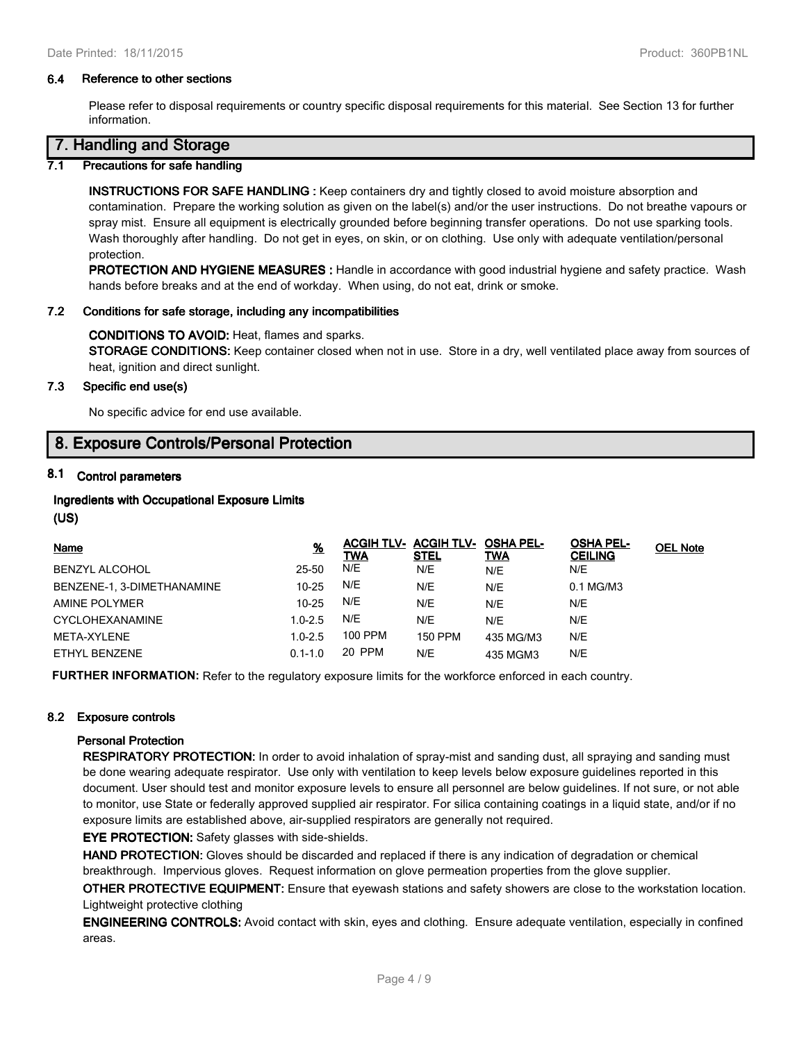### 6.4 Reference to other sections

Please refer to disposal requirements or country specific disposal requirements for this material. See Section 13 for further information.

## 7. Handling and Storage

### 7.1 Precautions for safe handling

**INSTRUCTIONS FOR SAFE HANDLING :** Keep containers dry and tightly closed to avoid moisture absorption and contamination. Prepare the working solution as given on the label(s) and/or the user instructions. Do not breathe vapours or spray mist. Ensure all equipment is electrically grounded before beginning transfer operations. Do not use sparking tools. Wash thoroughly after handling. Do not get in eyes, on skin, or on clothing. Use only with adequate ventilation/personal protection.

**PROTECTION AND HYGIENE MEASURES :** Handle in accordance with good industrial hygiene and safety practice. Wash hands before breaks and at the end of workday. When using, do not eat, drink or smoke.

### 7.2 Conditions for safe storage, including any incompatibilities

**CONDITIONS TO AVOID:** Heat, flames and sparks.

**STORAGE CONDITIONS:** Keep container closed when not in use. Store in a dry, well ventilated place away from sources of heat, ignition and direct sunlight.

### 7.3 Specific end use(s)

No specific advice for end use available.

## 8. Exposure Controls/Personal Protection

### 8.1 Control parameters

**Ingredients with Occupational Exposure Limits (US)**

| Name | % | ACGIH TLV-TWA | ACGIH TLV-STEL | OSHA PEL-TWA | OSHA PEL-CEILING | OEL Note |
|---|---|---|---|---|---|---|
| BENZYL ALCOHOL | 25-50 | N/E | N/E | N/E | N/E | |
| BENZENE-1, 3-DIMETHANAMINE | 10-25 | N/E | N/E | N/E | 0.1 MG/M3 | |
| AMINE POLYMER | 10-25 | N/E | N/E | N/E | N/E | |
| CYCLOHEXANAMINE | 1.0-2.5 | N/E | N/E | N/E | N/E | |
| META-XYLENE | 1.0-2.5 | 100 PPM | 150 PPM | 435 MG/M3 | N/E | |
| ETHYL BENZENE | 0.1-1.0 | 20 PPM | N/E | 435 MGM3 | N/E | |

**FURTHER INFORMATION:** Refer to the regulatory exposure limits for the workforce enforced in each country.

### 8.2 Exposure controls

**Personal Protection**

**RESPIRATORY PROTECTION:** In order to avoid inhalation of spray-mist and sanding dust, all spraying and sanding must be done wearing adequate respirator. Use only with ventilation to keep levels below exposure guidelines reported in this document. User should test and monitor exposure levels to ensure all personnel are below guidelines. If not sure, or not able to monitor, use State or federally approved supplied air respirator. For silica containing coatings in a liquid state, and/or if no exposure limits are established above, air-supplied respirators are generally not required.

**EYE PROTECTION:** Safety glasses with side-shields.

**HAND PROTECTION:** Gloves should be discarded and replaced if there is any indication of degradation or chemical breakthrough. Impervious gloves. Request information on glove permeation properties from the glove supplier.

**OTHER PROTECTIVE EQUIPMENT:** Ensure that eyewash stations and safety showers are close to the workstation location. Lightweight protective clothing

**ENGINEERING CONTROLS:** Avoid contact with skin, eyes and clothing. Ensure adequate ventilation, especially in confined areas.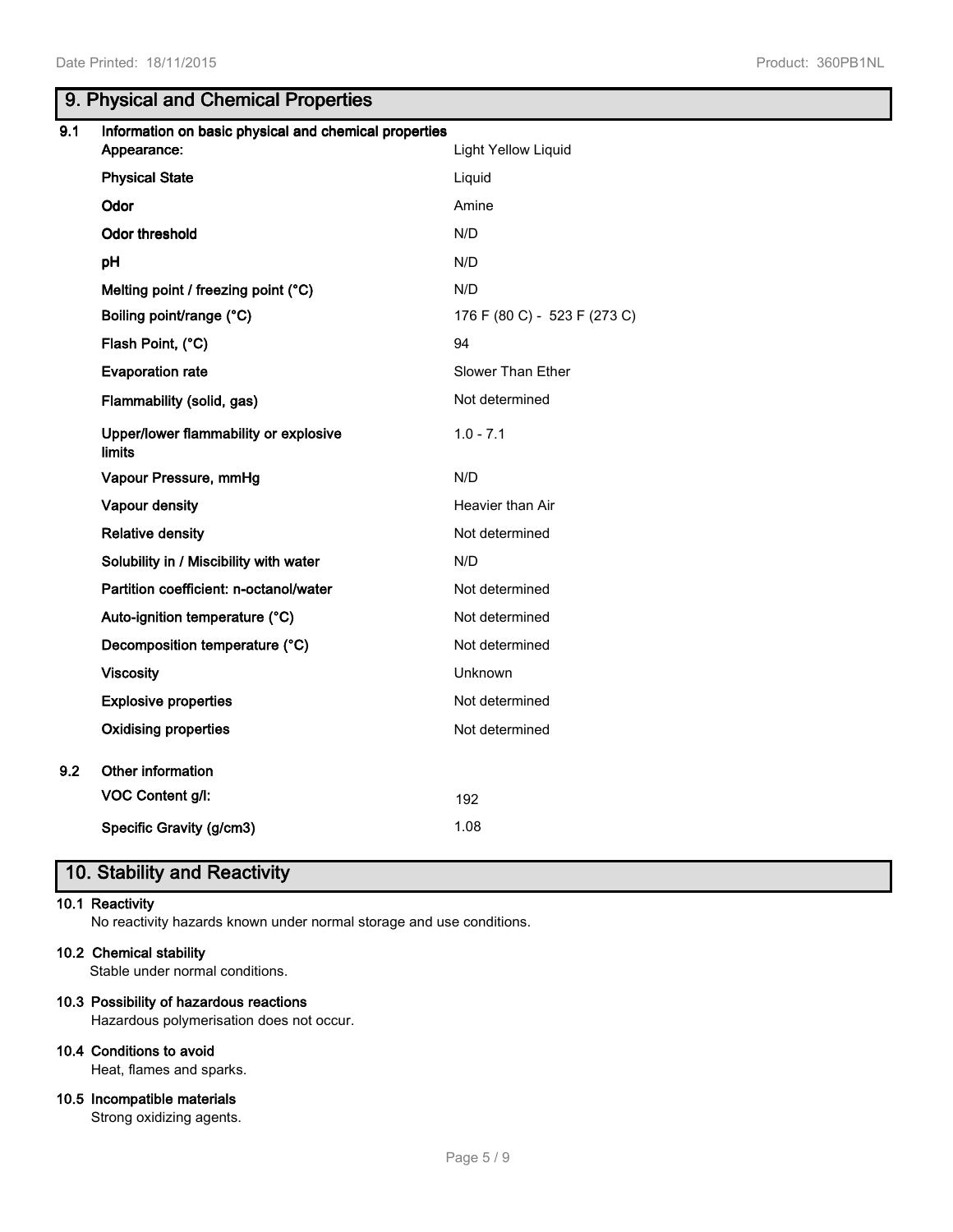## 9. Physical and Chemical Properties

**9.1 Information on basic physical and chemical properties**

| Property | Value |
|---|---|
| **Appearance:** | Light Yellow Liquid |
| **Physical State** | Liquid |
| **Odor** | Amine |
| **Odor threshold** | N/D |
| **pH** | N/D |
| **Melting point / freezing point (°C)** | N/D |
| **Boiling point/range (°C)** | 176 F (80 C) - 523 F (273 C) |
| **Flash Point, (°C)** | 94 |
| **Evaporation rate** | Slower Than Ether |
| **Flammability (solid, gas)** | Not determined |
| **Upper/lower flammability or explosive limits** | 1.0 - 7.1 |
| **Vapour Pressure, mmHg** | N/D |
| **Vapour density** | Heavier than Air |
| **Relative density** | Not determined |
| **Solubility in / Miscibility with water** | N/D |
| **Partition coefficient: n-octanol/water** | Not determined |
| **Auto-ignition temperature (°C)** | Not determined |
| **Decomposition temperature (°C)** | Not determined |
| **Viscosity** | Unknown |
| **Explosive properties** | Not determined |
| **Oxidising properties** | Not determined |

**9.2 Other information**

| Property | Value |
|---|---|
| **VOC Content g/l:** | 192 |
| **Specific Gravity (g/cm3)** | 1.08 |

## 10. Stability and Reactivity

**10.1 Reactivity**

No reactivity hazards known under normal storage and use conditions.

**10.2 Chemical stability**

Stable under normal conditions.

**10.3 Possibility of hazardous reactions**

Hazardous polymerisation does not occur.

**10.4 Conditions to avoid**

Heat, flames and sparks.

**10.5 Incompatible materials**

Strong oxidizing agents.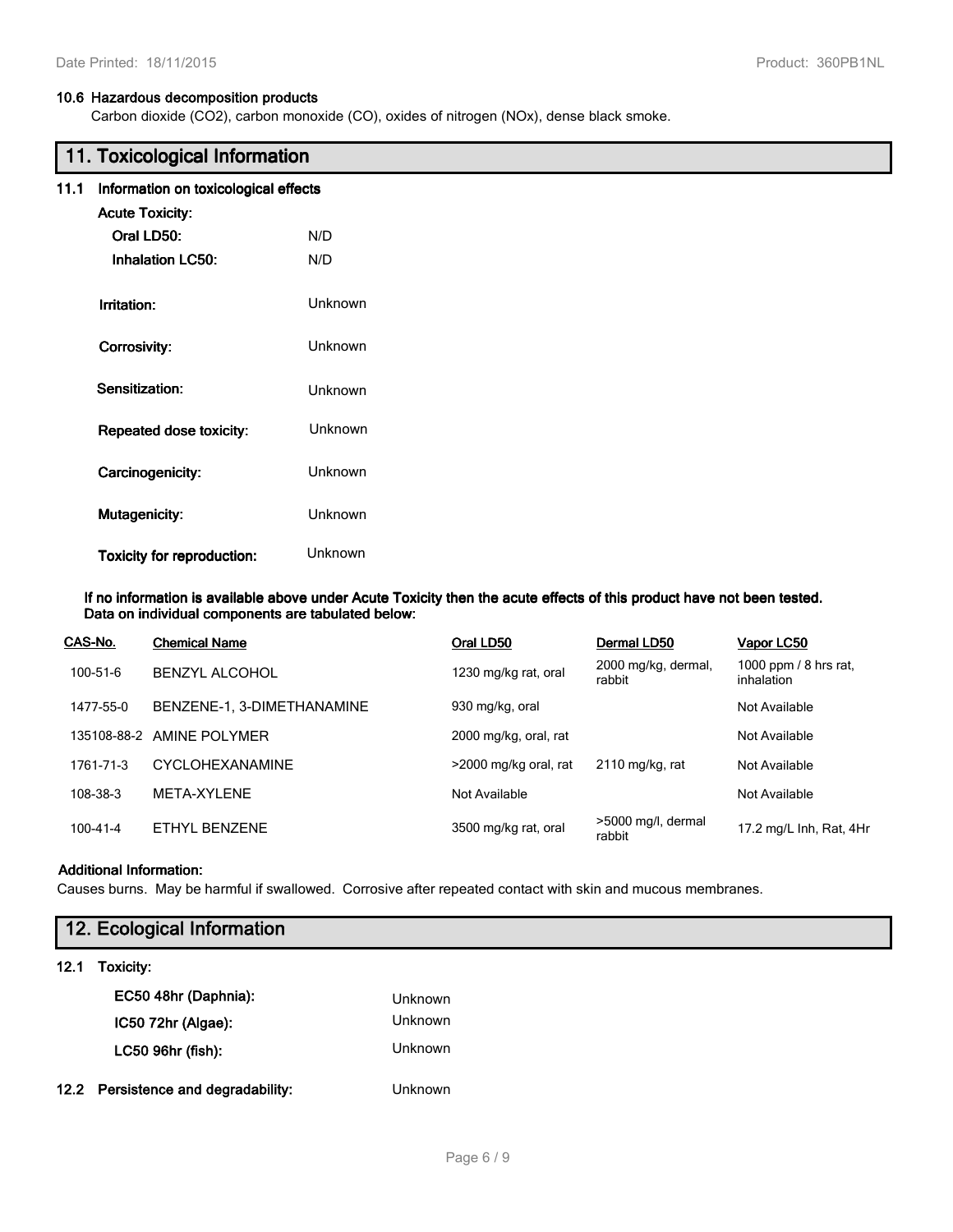### 10.6 Hazardous decomposition products

Carbon dioxide ($CO_2$), carbon monoxide (CO), oxides of nitrogen ($NO_x$), dense black smoke.

## 11. Toxicological Information

### 11.1 Information on toxicological effects

**Acute Toxicity:**

| | |
|---|---|
| **Oral LD50:** | N/D |
| **Inhalation LC50:** | N/D |
| **Irritation:** | Unknown |
| **Corrosivity:** | Unknown |
| **Sensitization:** | Unknown |
| **Repeated dose toxicity:** | Unknown |
| **Carcinogenicity:** | Unknown |
| **Mutagenicity:** | Unknown |
| **Toxicity for reproduction:** | Unknown |

**If no information is available above under Acute Toxicity then the acute effects of this product have not been tested. Data on individual components are tabulated below:**

| CAS-No. | Chemical Name | Oral LD50 | Dermal LD50 | Vapor LC50 |
|---|---|---|---|---|
| 100-51-6 | BENZYL ALCOHOL | 1230 mg/kg rat, oral | 2000 mg/kg, dermal, rabbit | 1000 ppm / 8 hrs rat, inhalation |
| 1477-55-0 | BENZENE-1, 3-DIMETHANAMINE | 930 mg/kg, oral | | Not Available |
| 135108-88-2 | AMINE POLYMER | 2000 mg/kg, oral, rat | | Not Available |
| 1761-71-3 | CYCLOHEXANAMINE | >2000 mg/kg oral, rat | 2110 mg/kg, rat | Not Available |
| 108-38-3 | META-XYLENE | Not Available | | Not Available |
| 100-41-4 | ETHYL BENZENE | 3500 mg/kg rat, oral | >5000 mg/l, dermal rabbit | 17.2 mg/L Inh, Rat, 4Hr |

**Additional Information:**

Causes burns. May be harmful if swallowed. Corrosive after repeated contact with skin and mucous membranes.

## 12. Ecological Information

### 12.1 Toxicity:

| | |
|---|---|
| **EC50 48hr (Daphnia):** | Unknown |
| **IC50 72hr (Algae):** | Unknown |
| **LC50 96hr (fish):** | Unknown |

### 12.2 Persistence and degradability: Unknown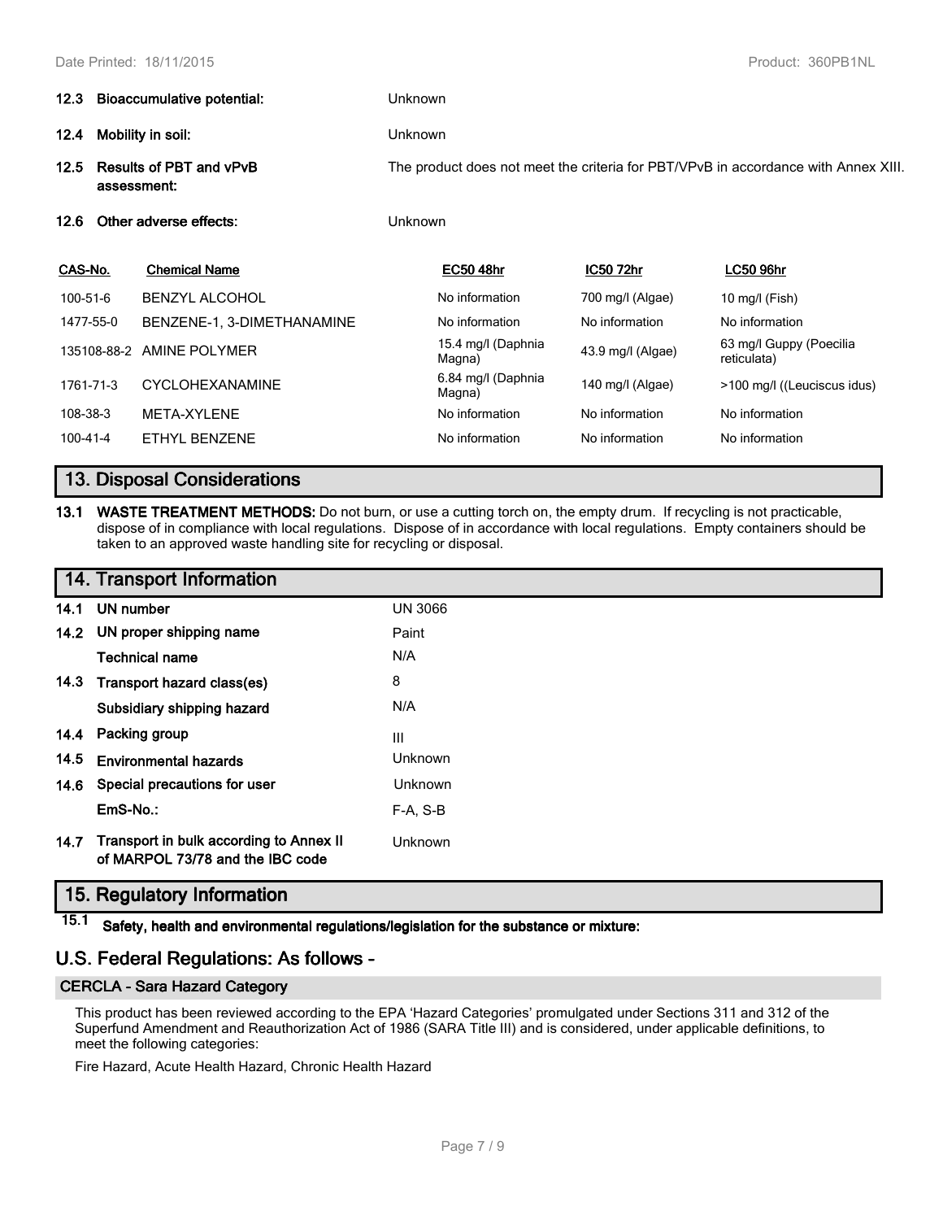**12.3 Bioaccumulative potential:** Unknown

**12.4 Mobility in soil:** Unknown

**12.5 Results of PBT and vPvB assessment:** The product does not meet the criteria for PBT/VPvB in accordance with Annex XIII.

**12.6 Other adverse effects:** Unknown

| CAS-No. | Chemical Name | EC50 48hr | IC50 72hr | LC50 96hr |
|---|---|---|---|---|
| 100-51-6 | BENZYL ALCOHOL | No information | 700 mg/l (Algae) | 10 mg/l (Fish) |
| 1477-55-0 | BENZENE-1, 3-DIMETHANAMINE | No information | No information | No information |
| 135108-88-2 | AMINE POLYMER | 15.4 mg/l (Daphnia Magna) | 43.9 mg/l (Algae) | 63 mg/l Guppy (Poecilia reticulata) |
| 1761-71-3 | CYCLOHEXANAMINE | 6.84 mg/l (Daphnia Magna) | 140 mg/l (Algae) | >100 mg/l ((Leuciscus idus) |
| 108-38-3 | META-XYLENE | No information | No information | No information |
| 100-41-4 | ETHYL BENZENE | No information | No information | No information |

## 13. Disposal Considerations

**13.1 WASTE TREATMENT METHODS:** Do not burn, or use a cutting torch on, the empty drum. If recycling is not practicable, dispose of in compliance with local regulations. Dispose of in accordance with local regulations. Empty containers should be taken to an approved waste handling site for recycling or disposal.

## 14. Transport Information

| | | |
|---|---|---|
| **14.1** | **UN number** | UN 3066 |
| **14.2** | **UN proper shipping name** | Paint |
| | **Technical name** | N/A |
| **14.3** | **Transport hazard class(es)** | 8 |
| | **Subsidiary shipping hazard** | N/A |
| **14.4** | **Packing group** | III |
| **14.5** | **Environmental hazards** | Unknown |
| **14.6** | **Special precautions for user** | Unknown |
| | **EmS-No.:** | F-A, S-B |
| **14.7** | **Transport in bulk according to Annex II of MARPOL 73/78 and the IBC code** | Unknown |

## 15. Regulatory Information

**15.1 Safety, health and environmental regulations/legislation for the substance or mixture:**

## U.S. Federal Regulations: As follows -

### CERCLA - Sara Hazard Category

This product has been reviewed according to the EPA 'Hazard Categories' promulgated under Sections 311 and 312 of the Superfund Amendment and Reauthorization Act of 1986 (SARA Title III) and is considered, under applicable definitions, to meet the following categories:

Fire Hazard, Acute Health Hazard, Chronic Health Hazard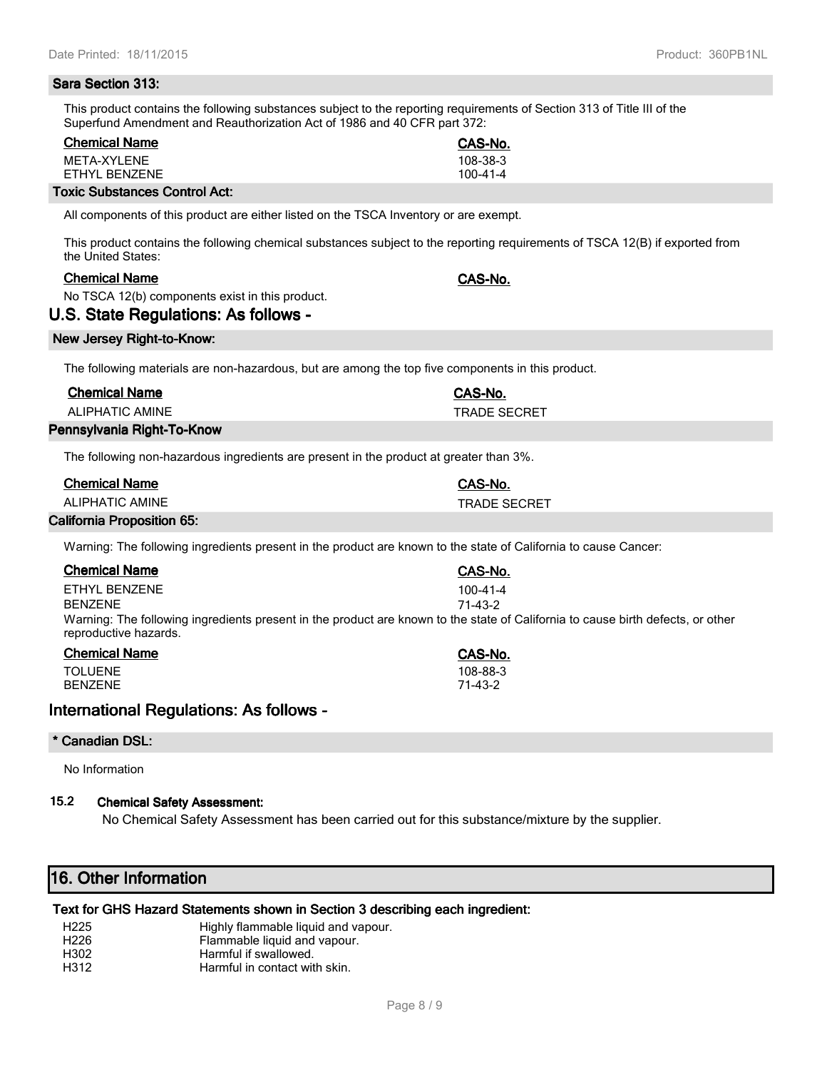### Sara Section 313:

This product contains the following substances subject to the reporting requirements of Section 313 of Title III of the Superfund Amendment and Reauthorization Act of 1986 and 40 CFR part 372:

| Chemical Name | CAS-No. |
| --- | --- |
| META-XYLENE | 108-38-3 |
| ETHYL BENZENE | 100-41-4 |

### Toxic Substances Control Act:

All components of this product are either listed on the TSCA Inventory or are exempt.

This product contains the following chemical substances subject to the reporting requirements of TSCA 12(B) if exported from the United States:

| Chemical Name | CAS-No. |
| --- | --- |

No TSCA 12(b) components exist in this product.

## U.S. State Regulations: As follows -

### New Jersey Right-to-Know:

The following materials are non-hazardous, but are among the top five components in this product.

| Chemical Name | CAS-No. |
| --- | --- |
| ALIPHATIC AMINE | TRADE SECRET |

### Pennsylvania Right-To-Know

The following non-hazardous ingredients are present in the product at greater than 3%.

| Chemical Name | CAS-No. |
| --- | --- |
| ALIPHATIC AMINE | TRADE SECRET |

### California Proposition 65:

Warning: The following ingredients present in the product are known to the state of California to cause Cancer:

| Chemical Name | CAS-No. |
| --- | --- |
| ETHYL BENZENE | 100-41-4 |
| BENZENE | 71-43-2 |

Warning: The following ingredients present in the product are known to the state of California to cause birth defects, or other reproductive hazards.

| Chemical Name | CAS-No. |
| --- | --- |
| TOLUENE | 108-88-3 |
| BENZENE | 71-43-2 |

## International Regulations: As follows -

### * Canadian DSL:

No Information

### 15.2 Chemical Safety Assessment:

No Chemical Safety Assessment has been carried out for this substance/mixture by the supplier.

## 16. Other Information

### Text for GHS Hazard Statements shown in Section 3 describing each ingredient:

| | |
| --- | --- |
| H225 | Highly flammable liquid and vapour. |
| H226 | Flammable liquid and vapour. |
| H302 | Harmful if swallowed. |
| H312 | Harmful in contact with skin. |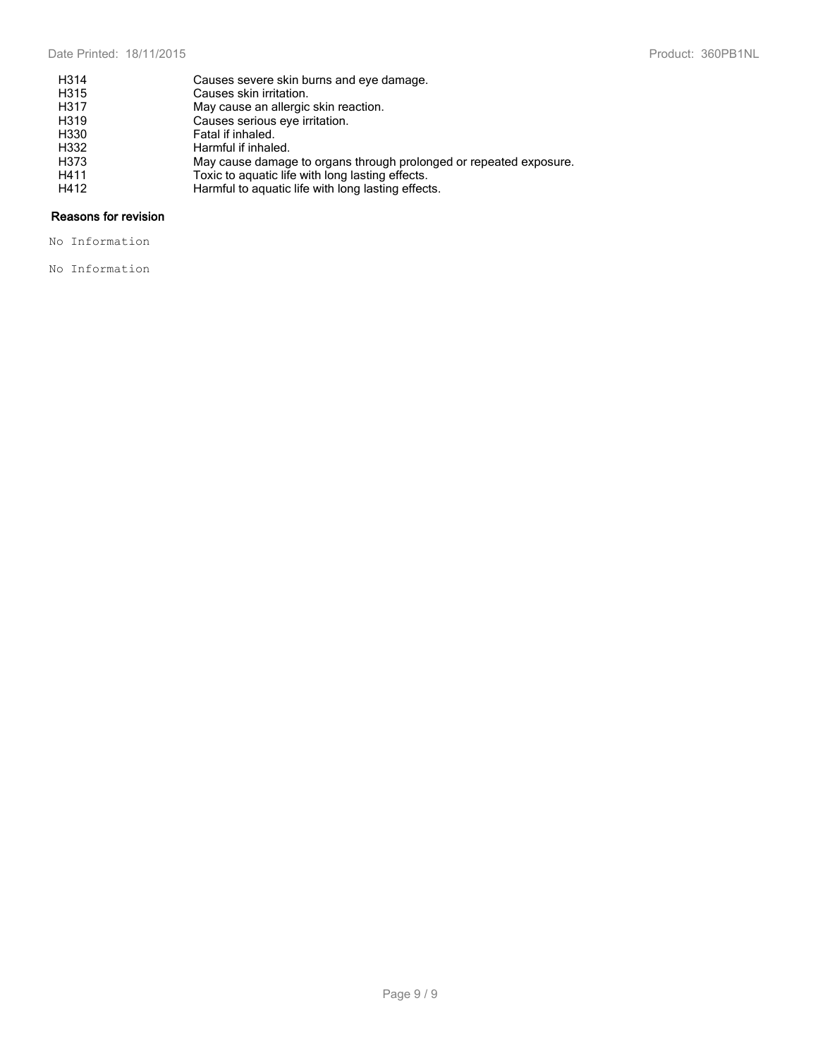| | |
|---|---|
| H314 | Causes severe skin burns and eye damage. |
| H315 | Causes skin irritation. |
| H317 | May cause an allergic skin reaction. |
| H319 | Causes serious eye irritation. |
| H330 | Fatal if inhaled. |
| H332 | Harmful if inhaled. |
| H373 | May cause damage to organs through prolonged or repeated exposure. |
| H411 | Toxic to aquatic life with long lasting effects. |
| H412 | Harmful to aquatic life with long lasting effects. |

### Reasons for revision

No Information

No Information